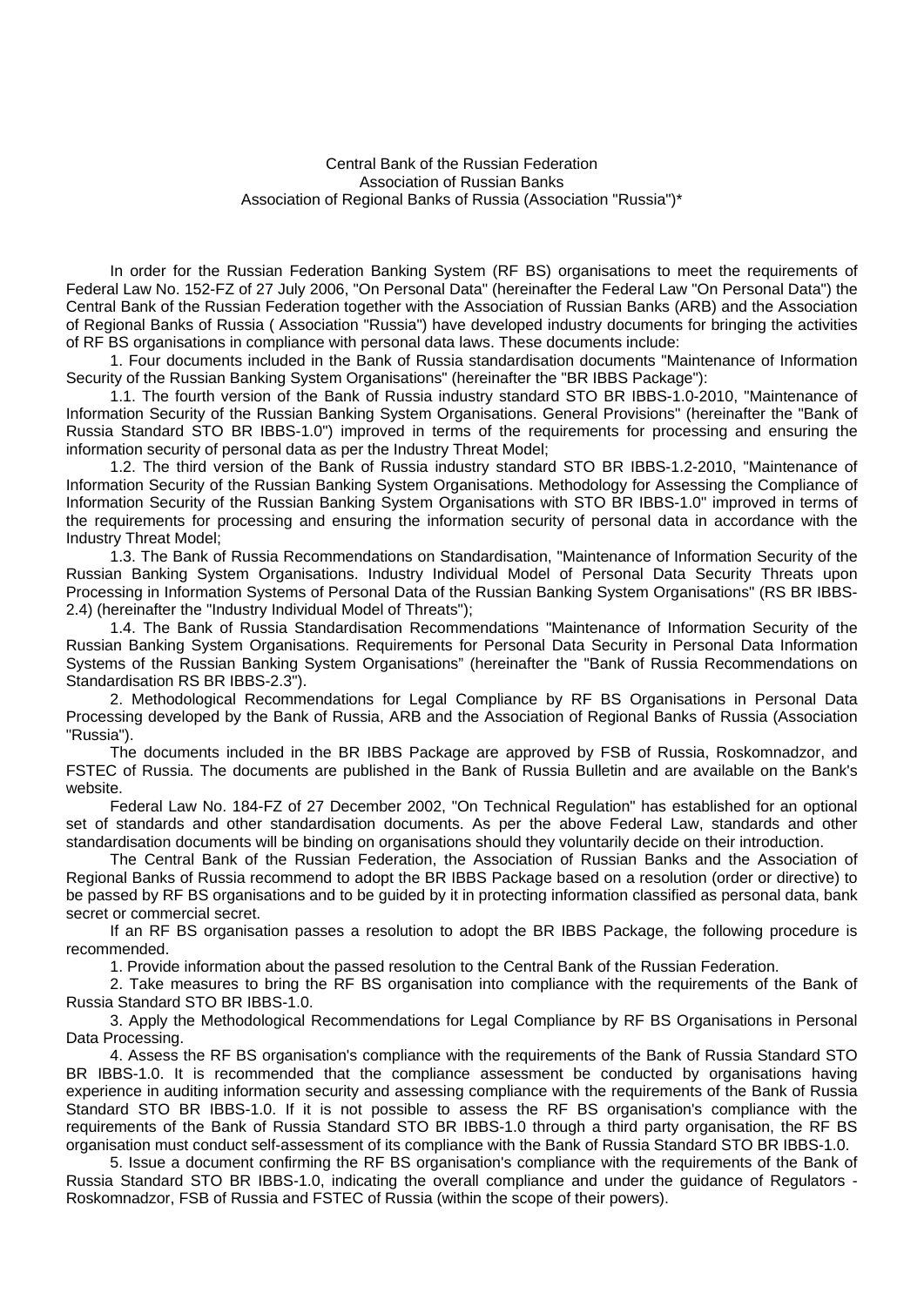Central Bank of the Russian Federation
Association of Russian Banks
Association of Regional Banks of Russia (Association "Russia")*

In order for the Russian Federation Banking System (RF BS) organisations to meet the requirements of Federal Law No. 152-FZ of 27 July 2006, "On Personal Data" (hereinafter the Federal Law "On Personal Data") the Central Bank of the Russian Federation together with the Association of Russian Banks (ARB) and the Association of Regional Banks of Russia ( Association "Russia") have developed industry documents for bringing the activities of RF BS organisations in compliance with personal data laws. These documents include:

1. Four documents included in the Bank of Russia standardisation documents "Maintenance of Information Security of the Russian Banking System Organisations" (hereinafter the "BR IBBS Package"):

1.1. The fourth version of the Bank of Russia industry standard STO BR IBBS-1.0-2010, "Maintenance of Information Security of the Russian Banking System Organisations. General Provisions" (hereinafter the "Bank of Russia Standard STO BR IBBS-1.0") improved in terms of the requirements for processing and ensuring the information security of personal data as per the Industry Threat Model;

1.2. The third version of the Bank of Russia industry standard STO BR IBBS-1.2-2010, "Maintenance of Information Security of the Russian Banking System Organisations. Methodology for Assessing the Compliance of Information Security of the Russian Banking System Organisations with STO BR IBBS-1.0" improved in terms of the requirements for processing and ensuring the information security of personal data in accordance with the Industry Threat Model;

1.3. The Bank of Russia Recommendations on Standardisation, "Maintenance of Information Security of the Russian Banking System Organisations. Industry Individual Model of Personal Data Security Threats upon Processing in Information Systems of Personal Data of the Russian Banking System Organisations" (RS BR IBBS-2.4) (hereinafter the "Industry Individual Model of Threats");

1.4. The Bank of Russia Standardisation Recommendations "Maintenance of Information Security of the Russian Banking System Organisations. Requirements for Personal Data Security in Personal Data Information Systems of the Russian Banking System Organisations" (hereinafter the "Bank of Russia Recommendations on Standardisation RS BR IBBS-2.3").

2. Methodological Recommendations for Legal Compliance by RF BS Organisations in Personal Data Processing developed by the Bank of Russia, ARB and the Association of Regional Banks of Russia (Association "Russia").

The documents included in the BR IBBS Package are approved by FSB of Russia, Roskomnadzor, and FSTEC of Russia. The documents are published in the Bank of Russia Bulletin and are available on the Bank's website.

Federal Law No. 184-FZ of 27 December 2002, "On Technical Regulation" has established for an optional set of standards and other standardisation documents. As per the above Federal Law, standards and other standardisation documents will be binding on organisations should they voluntarily decide on their introduction.

The Central Bank of the Russian Federation, the Association of Russian Banks and the Association of Regional Banks of Russia recommend to adopt the BR IBBS Package based on a resolution (order or directive) to be passed by RF BS organisations and to be guided by it in protecting information classified as personal data, bank secret or commercial secret.

If an RF BS organisation passes a resolution to adopt the BR IBBS Package, the following procedure is recommended.

1. Provide information about the passed resolution to the Central Bank of the Russian Federation.

2. Take measures to bring the RF BS organisation into compliance with the requirements of the Bank of Russia Standard STO BR IBBS-1.0.

3. Apply the Methodological Recommendations for Legal Compliance by RF BS Organisations in Personal Data Processing.

4. Assess the RF BS organisation's compliance with the requirements of the Bank of Russia Standard STO BR IBBS-1.0. It is recommended that the compliance assessment be conducted by organisations having experience in auditing information security and assessing compliance with the requirements of the Bank of Russia Standard STO BR IBBS-1.0. If it is not possible to assess the RF BS organisation's compliance with the requirements of the Bank of Russia Standard STO BR IBBS-1.0 through a third party organisation, the RF BS organisation must conduct self-assessment of its compliance with the Bank of Russia Standard STO BR IBBS-1.0.

5. Issue a document confirming the RF BS organisation's compliance with the requirements of the Bank of Russia Standard STO BR IBBS-1.0, indicating the overall compliance and under the guidance of Regulators - Roskomnadzor, FSB of Russia and FSTEC of Russia (within the scope of their powers).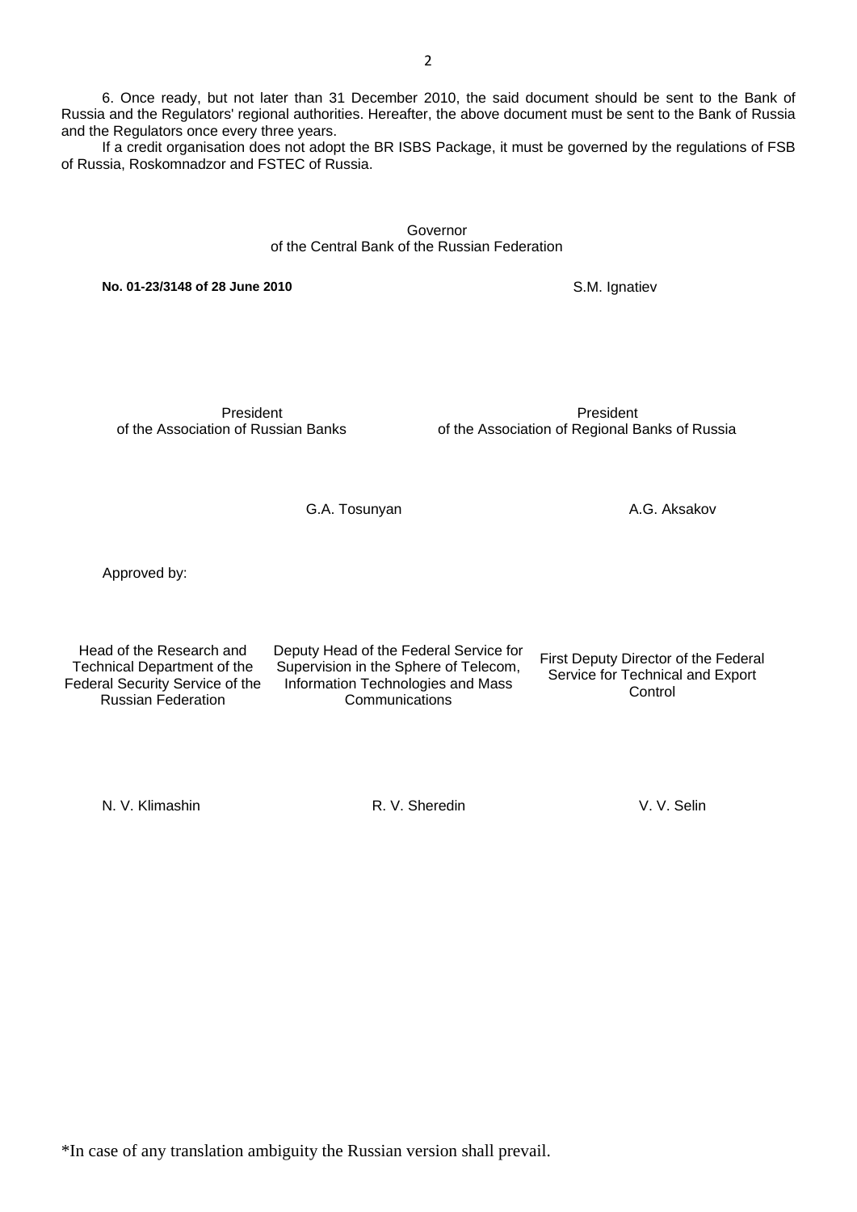6. Once ready, but not later than 31 December 2010, the said document should be sent to the Bank of Russia and the Regulators' regional authorities. Hereafter, the above document must be sent to the Bank of Russia and the Regulators once every three years.

If a credit organisation does not adopt the BR ISBS Package, it must be governed by the regulations of FSB of Russia, Roskomnadzor and FSTEC of Russia.

Governor
of the Central Bank of the Russian Federation

**No. 01-23/3148 of 28 June 2010**

S.M. Ignatiev

President
of the Association of Russian Banks

G.A. Tosunyan

President
of the Association of Regional Banks of Russia

A.G. Aksakov

Approved by:

Head of the Research and Technical Department of the Federal Security Service of the Russian Federation

N. V. Klimashin

Deputy Head of the Federal Service for Supervision in the Sphere of Telecom, Information Technologies and Mass Communications

R. V. Sheredin

First Deputy Director of the Federal Service for Technical and Export Control

V. V. Selin

*In case of any translation ambiguity the Russian version shall prevail.